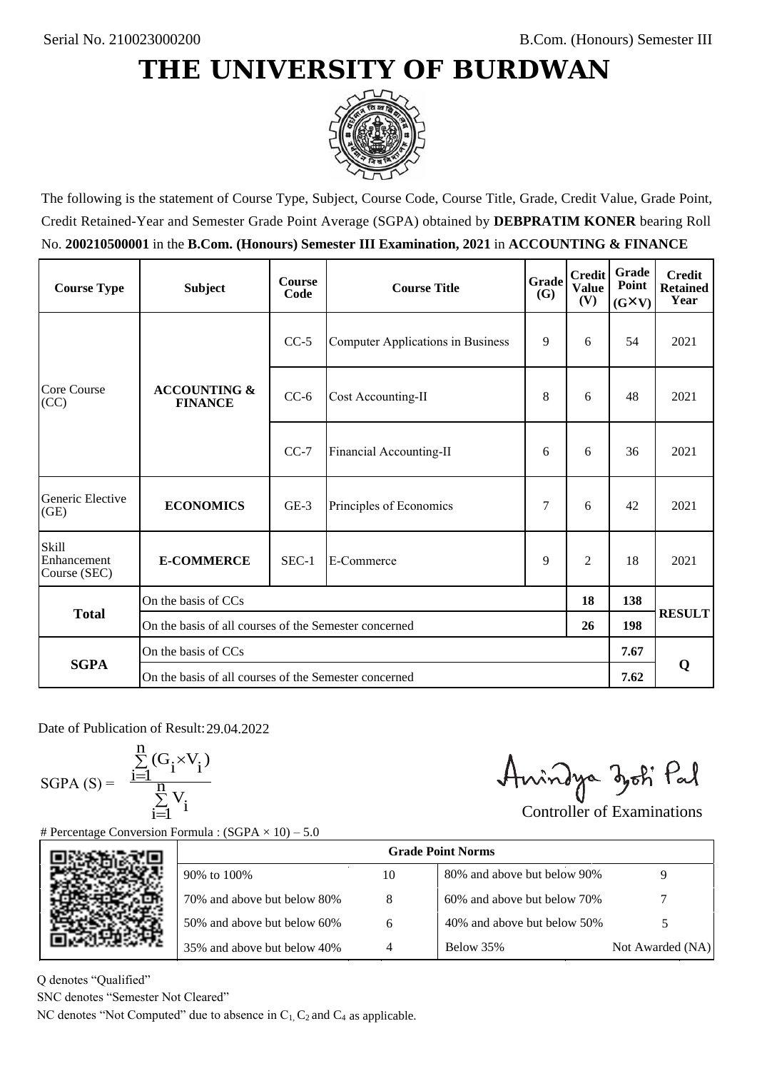Serial No. 210023000200

B.Com. (Honours) Semester III

# THE UNIVERSITY OF BURDWAN

The following is the statement of Course Type, Subject, Course Code, Course Title, Grade, Credit Value, Grade Point, Credit Retained-Year and Semester Grade Point Average (SGPA) obtained by **DEBPRATIM KONER** bearing Roll No. **200210500001** in the **B.Com. (Honours) Semester III Examination, 2021** in **ACCOUNTING & FINANCE**

| Course Type | Subject | Course Code | Course Title | Grade (G) | Credit Value (V) | Grade Point (G×V) | Credit Retained Year |
|---|---|---|---|---|---|---|---|
| Core Course (CC) | **ACCOUNTING & FINANCE** | CC-5 | Computer Applications in Business | 9 | 6 | 54 | 2021 |
| | | CC-6 | Cost Accounting-II | 8 | 6 | 48 | 2021 |
| | | CC-7 | Financial Accounting-II | 6 | 6 | 36 | 2021 |
| Generic Elective (GE) | **ECONOMICS** | GE-3 | Principles of Economics | 7 | 6 | 42 | 2021 |
| Skill Enhancement Course (SEC) | **E-COMMERCE** | SEC-1 | E-Commerce | 9 | 2 | 18 | 2021 |
| **Total** | On the basis of CCs | | | | **18** | **138** | **RESULT** |
| | On the basis of all courses of the Semester concerned | | | | **26** | **198** | |
| **SGPA** | On the basis of CCs | | | | | **7.67** | **Q** |
| | On the basis of all courses of the Semester concerned | | | | | **7.62** | |

Date of Publication of Result: 29.04.2022

$$\text{SGPA (S)} = \frac{\sum_{i=1}^{n}(G_i \times V_i)}{\sum_{i=1}^{n} V_i}$$

Controller of Examinations

# Percentage Conversion Formula : (SGPA × 10) – 5.0

| Grade Point Norms | | | |
|---|---|---|---|
| 90% to 100% | 10 | 80% and above but below 90% | 9 |
| 70% and above but below 80% | 8 | 60% and above but below 70% | 7 |
| 50% and above but below 60% | 6 | 40% and above but below 50% | 5 |
| 35% and above but below 40% | 4 | Below 35% | Not Awarded (NA) |

Q denotes "Qualified"

SNC denotes "Semester Not Cleared"

NC denotes "Not Computed" due to absence in $C_1$, $C_2$ and $C_4$ as applicable.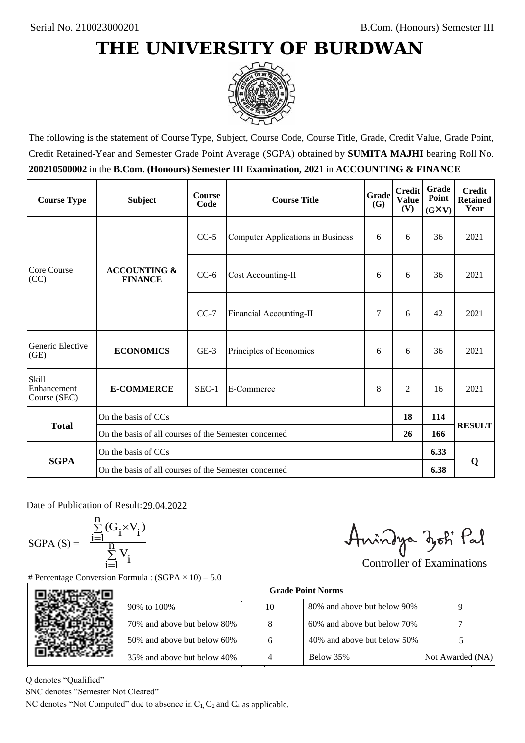Serial No. 210023000201

B.Com. (Honours) Semester III

# THE UNIVERSITY OF BURDWAN

The following is the statement of Course Type, Subject, Course Code, Course Title, Grade, Credit Value, Grade Point, Credit Retained-Year and Semester Grade Point Average (SGPA) obtained by **SUMITA MAJHI** bearing Roll No. **200210500002** in the **B.Com. (Honours) Semester III Examination, 2021** in **ACCOUNTING & FINANCE**

| Course Type | Subject | Course Code | Course Title | Grade (G) | Credit Value (V) | Grade Point (G×V) | Credit Retained Year |
|---|---|---|---|---|---|---|---|
| Core Course (CC) | **ACCOUNTING & FINANCE** | CC-5 | Computer Applications in Business | 6 | 6 | 36 | 2021 |
| | | CC-6 | Cost Accounting-II | 6 | 6 | 36 | 2021 |
| | | CC-7 | Financial Accounting-II | 7 | 6 | 42 | 2021 |
| Generic Elective (GE) | **ECONOMICS** | GE-3 | Principles of Economics | 6 | 6 | 36 | 2021 |
| Skill Enhancement Course (SEC) | **E-COMMERCE** | SEC-1 | E-Commerce | 8 | 2 | 16 | 2021 |
| **Total** | On the basis of CCs | | | | **18** | **114** | **RESULT** |
| | On the basis of all courses of the Semester concerned | | | | **26** | **166** | |
| **SGPA** | On the basis of CCs | | | | | **6.33** | **Q** |
| | On the basis of all courses of the Semester concerned | | | | | **6.38** | |

Date of Publication of Result: 29.04.2022

$$\text{SGPA (S)} = \frac{\sum_{i=1}^{n}(G_i \times V_i)}{\sum_{i=1}^{n} V_i}$$

Controller of Examinations

# Percentage Conversion Formula : (SGPA × 10) – 5.0

| Grade Point Norms | | | |
|---|---|---|---|
| 90% to 100% | 10 | 80% and above but below 90% | 9 |
| 70% and above but below 80% | 8 | 60% and above but below 70% | 7 |
| 50% and above but below 60% | 6 | 40% and above but below 50% | 5 |
| 35% and above but below 40% | 4 | Below 35% | Not Awarded (NA) |

Q denotes "Qualified"

SNC denotes "Semester Not Cleared"

NC denotes "Not Computed" due to absence in $C_1$, $C_2$ and $C_4$ as applicable.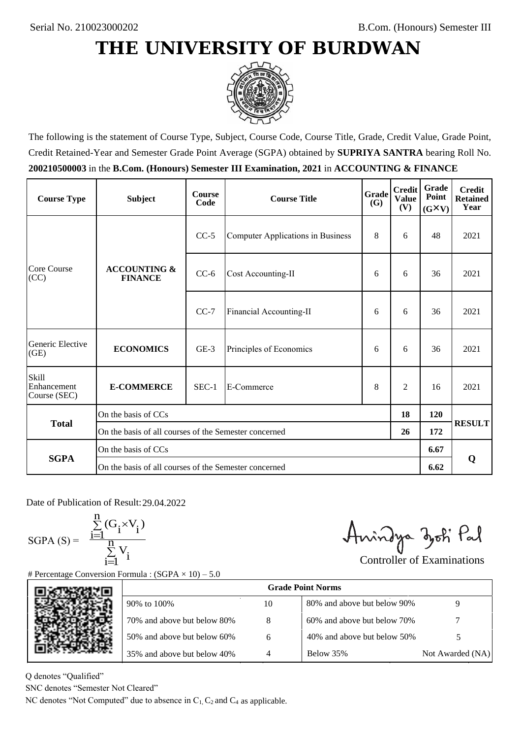Serial No. 210023000202

B.Com. (Honours) Semester III

# THE UNIVERSITY OF BURDWAN

The following is the statement of Course Type, Subject, Course Code, Course Title, Grade, Credit Value, Grade Point, Credit Retained-Year and Semester Grade Point Average (SGPA) obtained by **SUPRIYA SANTRA** bearing Roll No. **200210500003** in the **B.Com. (Honours) Semester III Examination, 2021** in **ACCOUNTING & FINANCE**

| Course Type | Subject | Course Code | Course Title | Grade (G) | Credit Value (V) | Grade Point (G×V) | Credit Retained Year |
|---|---|---|---|---|---|---|---|
| Core Course (CC) | **ACCOUNTING & FINANCE** | CC-5 | Computer Applications in Business | 8 | 6 | 48 | 2021 |
| | | CC-6 | Cost Accounting-II | 6 | 6 | 36 | 2021 |
| | | CC-7 | Financial Accounting-II | 6 | 6 | 36 | 2021 |
| Generic Elective (GE) | **ECONOMICS** | GE-3 | Principles of Economics | 6 | 6 | 36 | 2021 |
| Skill Enhancement Course (SEC) | **E-COMMERCE** | SEC-1 | E-Commerce | 8 | 2 | 16 | 2021 |
| **Total** | On the basis of CCs | | | | **18** | **120** | **RESULT** |
| | On the basis of all courses of the Semester concerned | | | | **26** | **172** | |
| **SGPA** | On the basis of CCs | | | | | **6.67** | **Q** |
| | On the basis of all courses of the Semester concerned | | | | | **6.62** | |

Date of Publication of Result: 29.04.2022

$$\text{SGPA (S)} = \frac{\sum_{i=1}^{n}(G_i \times V_i)}{\sum_{i=1}^{n} V_i}$$

Controller of Examinations

# Percentage Conversion Formula : (SGPA × 10) – 5.0

| Grade Point Norms | | | |
|---|---|---|---|
| 90% to 100% | 10 | 80% and above but below 90% | 9 |
| 70% and above but below 80% | 8 | 60% and above but below 70% | 7 |
| 50% and above but below 60% | 6 | 40% and above but below 50% | 5 |
| 35% and above but below 40% | 4 | Below 35% | Not Awarded (NA) |

Q denotes "Qualified"

SNC denotes "Semester Not Cleared"

NC denotes "Not Computed" due to absence in $C_1$, $C_2$ and $C_4$ as applicable.